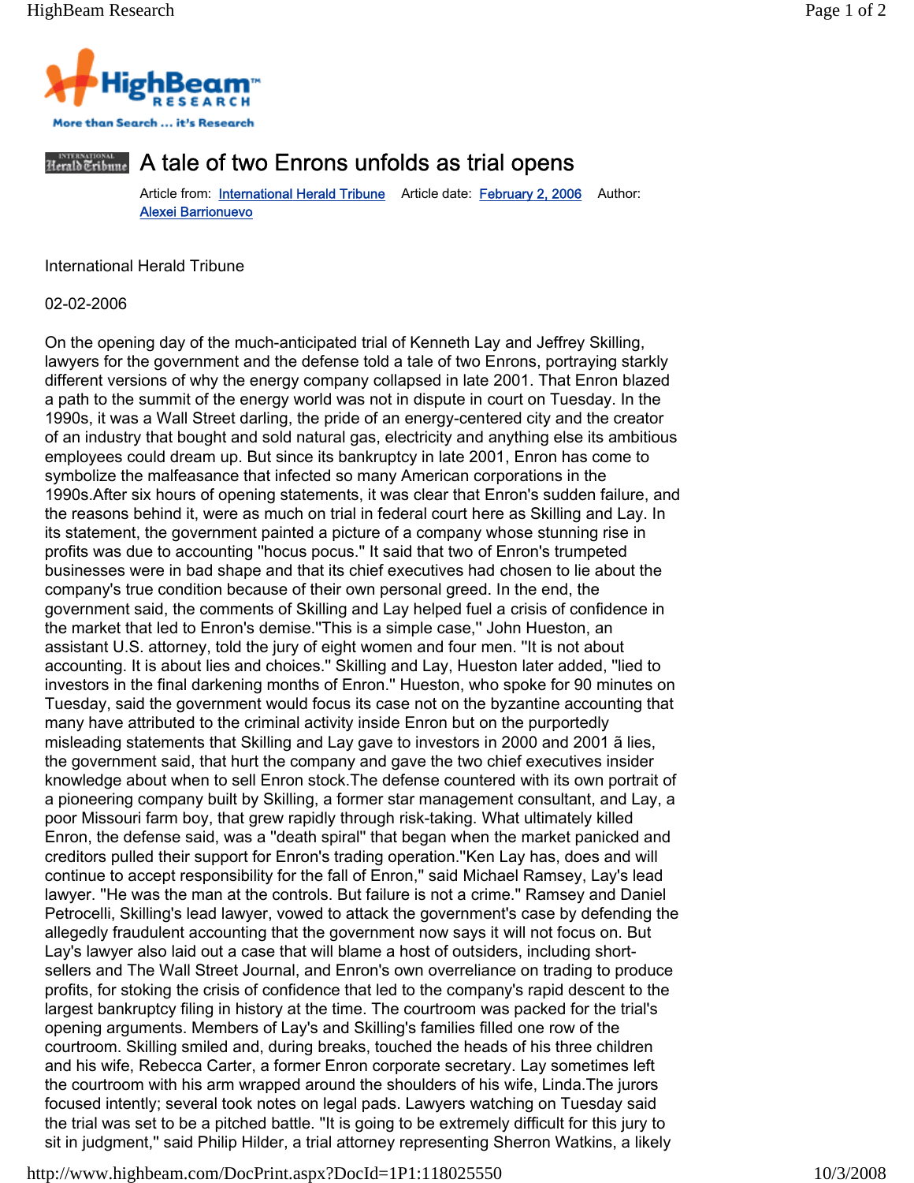# A tale of two Enrons unfolds as trial opens

Article from: International Herald Tribune Article date: February 2, 2006 Author: Alexei Barrionuevo

International Herald Tribune

02-02-2006

On the opening day of the much-anticipated trial of Kenneth Lay and Jeffrey Skilling, lawyers for the government and the defense told a tale of two Enrons, portraying starkly different versions of why the energy company collapsed in late 2001. That Enron blazed a path to the summit of the energy world was not in dispute in court on Tuesday. In the 1990s, it was a Wall Street darling, the pride of an energy-centered city and the creator of an industry that bought and sold natural gas, electricity and anything else its ambitious employees could dream up. But since its bankruptcy in late 2001, Enron has come to symbolize the malfeasance that infected so many American corporations in the 1990s.After six hours of opening statements, it was clear that Enron's sudden failure, and the reasons behind it, were as much on trial in federal court here as Skilling and Lay. In its statement, the government painted a picture of a company whose stunning rise in profits was due to accounting ''hocus pocus.'' It said that two of Enron's trumpeted businesses were in bad shape and that its chief executives had chosen to lie about the company's true condition because of their own personal greed. In the end, the government said, the comments of Skilling and Lay helped fuel a crisis of confidence in the market that led to Enron's demise.''This is a simple case,'' John Hueston, an assistant U.S. attorney, told the jury of eight women and four men. ''It is not about accounting. It is about lies and choices.'' Skilling and Lay, Hueston later added, ''lied to investors in the final darkening months of Enron.'' Hueston, who spoke for 90 minutes on Tuesday, said the government would focus its case not on the byzantine accounting that many have attributed to the criminal activity inside Enron but on the purportedly misleading statements that Skilling and Lay gave to investors in 2000 and 2001 ã lies, the government said, that hurt the company and gave the two chief executives insider knowledge about when to sell Enron stock.The defense countered with its own portrait of a pioneering company built by Skilling, a former star management consultant, and Lay, a poor Missouri farm boy, that grew rapidly through risk-taking. What ultimately killed Enron, the defense said, was a ''death spiral'' that began when the market panicked and creditors pulled their support for Enron's trading operation.''Ken Lay has, does and will continue to accept responsibility for the fall of Enron,'' said Michael Ramsey, Lay's lead lawyer. ''He was the man at the controls. But failure is not a crime.'' Ramsey and Daniel Petrocelli, Skilling's lead lawyer, vowed to attack the government's case by defending the allegedly fraudulent accounting that the government now says it will not focus on. But Lay's lawyer also laid out a case that will blame a host of outsiders, including short-sellers and The Wall Street Journal, and Enron's own overreliance on trading to produce profits, for stoking the crisis of confidence that led to the company's rapid descent to the largest bankruptcy filing in history at the time. The courtroom was packed for the trial's opening arguments. Members of Lay's and Skilling's families filled one row of the courtroom. Skilling smiled and, during breaks, touched the heads of his three children and his wife, Rebecca Carter, a former Enron corporate secretary. Lay sometimes left the courtroom with his arm wrapped around the shoulders of his wife, Linda.The jurors focused intently; several took notes on legal pads. Lawyers watching on Tuesday said the trial was set to be a pitched battle. ''It is going to be extremely difficult for this jury to sit in judgment,'' said Philip Hilder, a trial attorney representing Sherron Watkins, a likely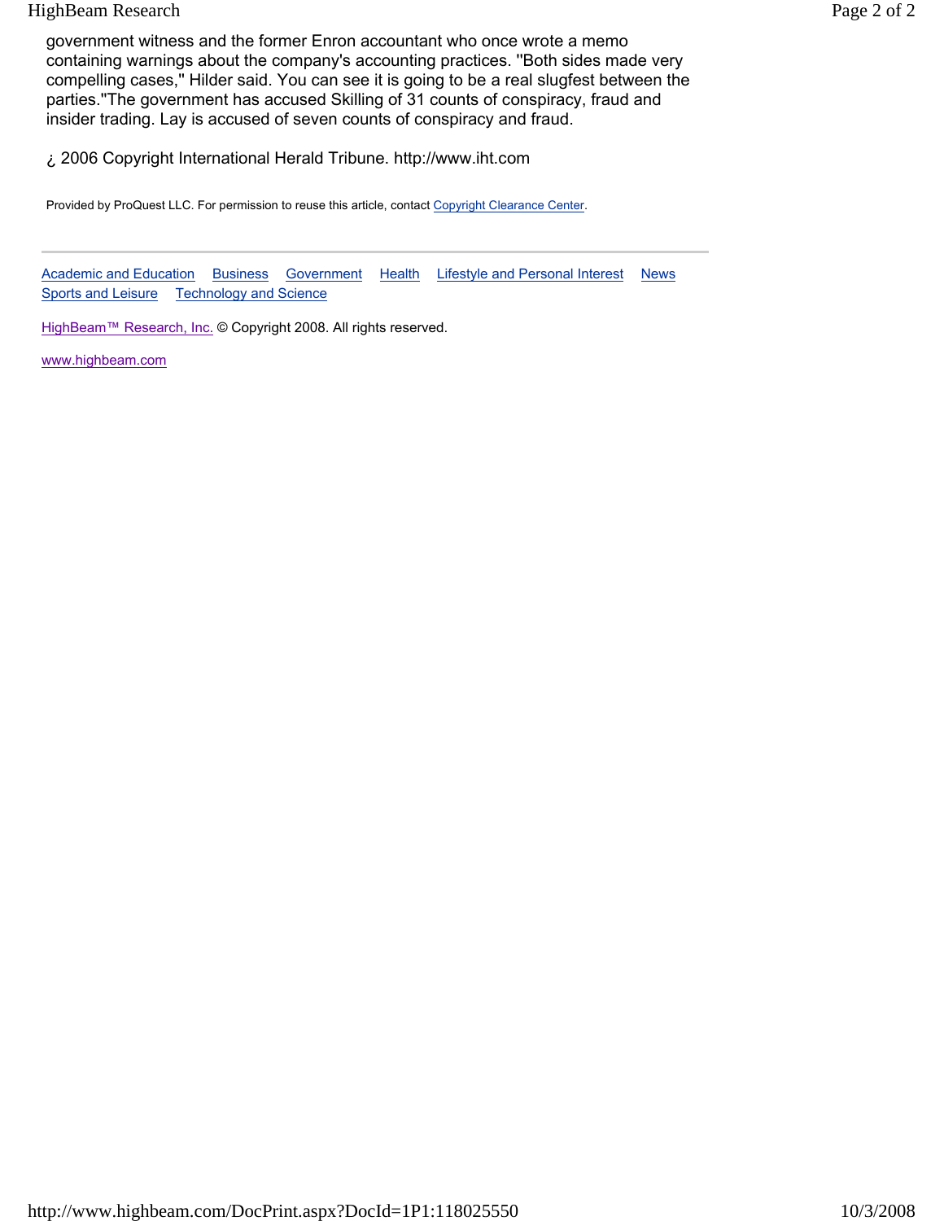government witness and the former Enron accountant who once wrote a memo containing warnings about the company's accounting practices. ''Both sides made very compelling cases,'' Hilder said. You can see it is going to be a real slugfest between the parties.''The government has accused Skilling of 31 counts of conspiracy, fraud and insider trading. Lay is accused of seven counts of conspiracy and fraud.

¿ 2006 Copyright International Herald Tribune. http://www.iht.com

Provided by ProQuest LLC. For permission to reuse this article, contact Copyright Clearance Center.

---

Academic and Education Business Government Health Lifestyle and Personal Interest News Sports and Leisure Technology and Science

HighBeam™ Research, Inc. © Copyright 2008. All rights reserved.

www.highbeam.com